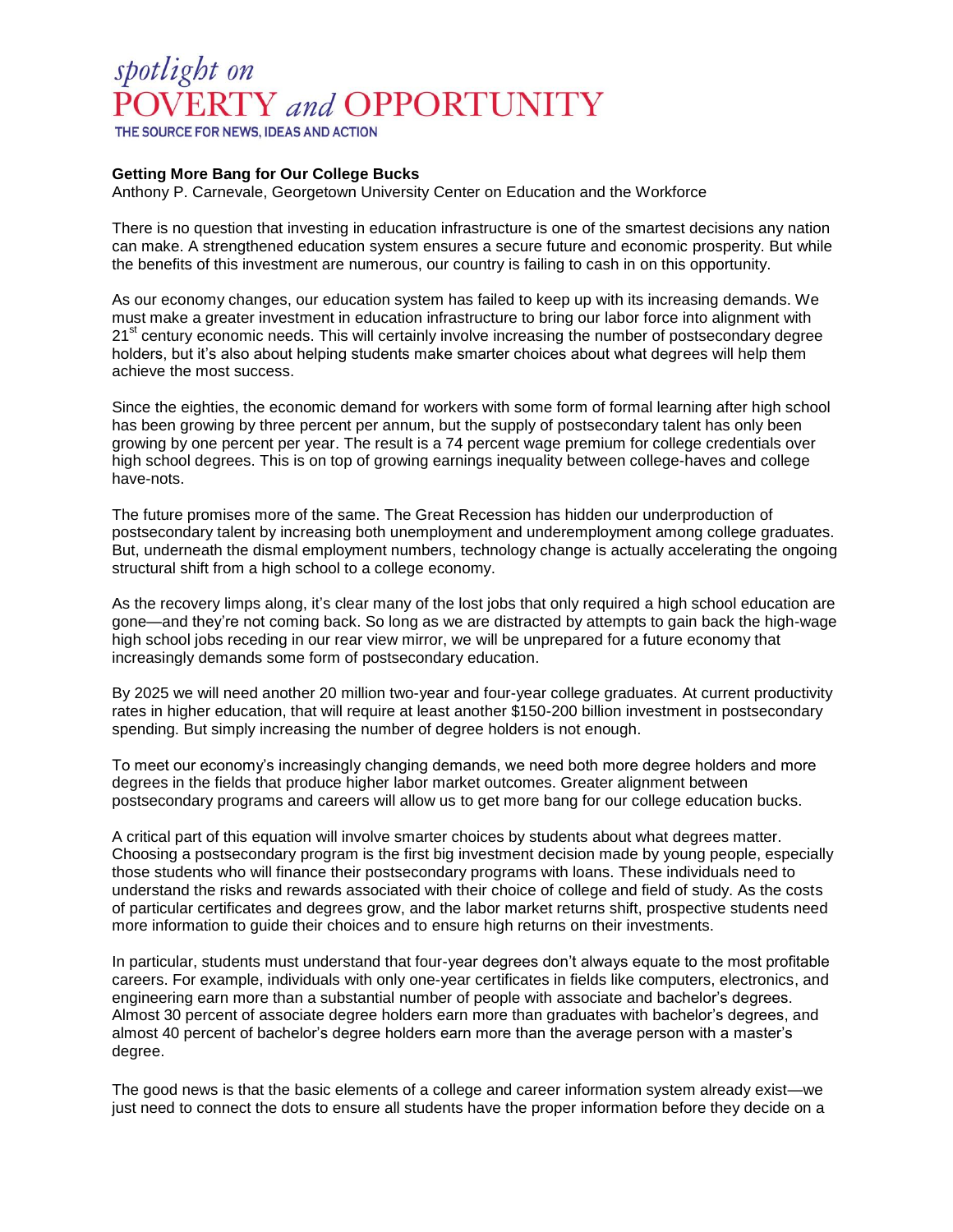*spotlight on*
# POVERTY *and* OPPORTUNITY
THE SOURCE FOR NEWS, IDEAS AND ACTION

**Getting More Bang for Our College Bucks**
Anthony P. Carnevale, Georgetown University Center on Education and the Workforce

There is no question that investing in education infrastructure is one of the smartest decisions any nation can make. A strengthened education system ensures a secure future and economic prosperity. But while the benefits of this investment are numerous, our country is failing to cash in on this opportunity.

As our economy changes, our education system has failed to keep up with its increasing demands. We must make a greater investment in education infrastructure to bring our labor force into alignment with 21st century economic needs. This will certainly involve increasing the number of postsecondary degree holders, but it's also about helping students make smarter choices about what degrees will help them achieve the most success.

Since the eighties, the economic demand for workers with some form of formal learning after high school has been growing by three percent per annum, but the supply of postsecondary talent has only been growing by one percent per year. The result is a 74 percent wage premium for college credentials over high school degrees. This is on top of growing earnings inequality between college-haves and college have-nots.

The future promises more of the same. The Great Recession has hidden our underproduction of postsecondary talent by increasing both unemployment and underemployment among college graduates. But, underneath the dismal employment numbers, technology change is actually accelerating the ongoing structural shift from a high school to a college economy.

As the recovery limps along, it's clear many of the lost jobs that only required a high school education are gone—and they're not coming back. So long as we are distracted by attempts to gain back the high-wage high school jobs receding in our rear view mirror, we will be unprepared for a future economy that increasingly demands some form of postsecondary education.

By 2025 we will need another 20 million two-year and four-year college graduates. At current productivity rates in higher education, that will require at least another $150-200 billion investment in postsecondary spending. But simply increasing the number of degree holders is not enough.

To meet our economy's increasingly changing demands, we need both more degree holders and more degrees in the fields that produce higher labor market outcomes. Greater alignment between postsecondary programs and careers will allow us to get more bang for our college education bucks.

A critical part of this equation will involve smarter choices by students about what degrees matter. Choosing a postsecondary program is the first big investment decision made by young people, especially those students who will finance their postsecondary programs with loans. These individuals need to understand the risks and rewards associated with their choice of college and field of study. As the costs of particular certificates and degrees grow, and the labor market returns shift, prospective students need more information to guide their choices and to ensure high returns on their investments.

In particular, students must understand that four-year degrees don't always equate to the most profitable careers. For example, individuals with only one-year certificates in fields like computers, electronics, and engineering earn more than a substantial number of people with associate and bachelor's degrees. Almost 30 percent of associate degree holders earn more than graduates with bachelor's degrees, and almost 40 percent of bachelor's degree holders earn more than the average person with a master's degree.

The good news is that the basic elements of a college and career information system already exist—we just need to connect the dots to ensure all students have the proper information before they decide on a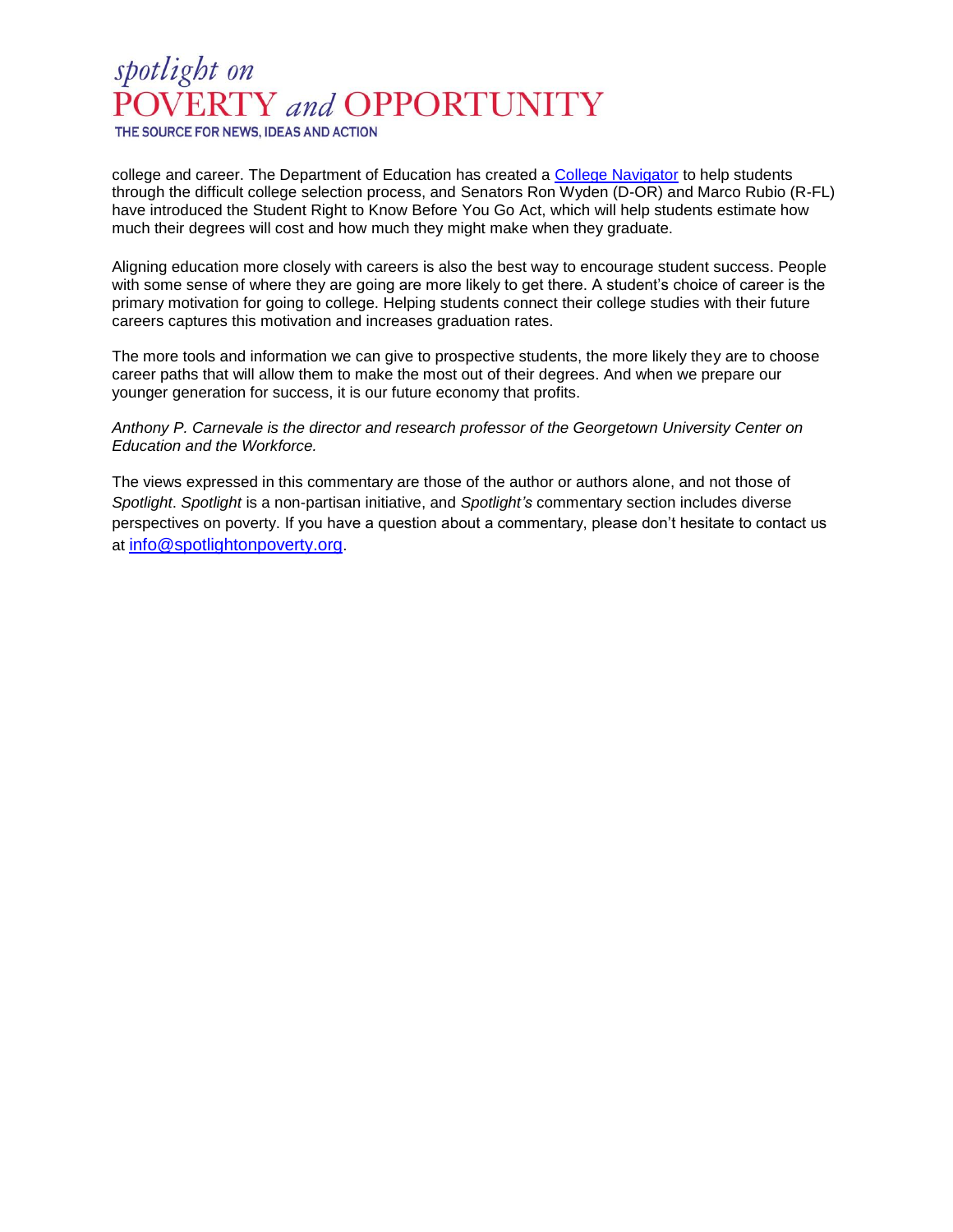college and career. The Department of Education has created a College Navigator to help students through the difficult college selection process, and Senators Ron Wyden (D-OR) and Marco Rubio (R-FL) have introduced the Student Right to Know Before You Go Act, which will help students estimate how much their degrees will cost and how much they might make when they graduate.

Aligning education more closely with careers is also the best way to encourage student success. People with some sense of where they are going are more likely to get there. A student's choice of career is the primary motivation for going to college. Helping students connect their college studies with their future careers captures this motivation and increases graduation rates.

The more tools and information we can give to prospective students, the more likely they are to choose career paths that will allow them to make the most out of their degrees. And when we prepare our younger generation for success, it is our future economy that profits.

*Anthony P. Carnevale is the director and research professor of the Georgetown University Center on Education and the Workforce.*

The views expressed in this commentary are those of the author or authors alone, and not those of *Spotlight*. *Spotlight* is a non-partisan initiative, and *Spotlight's* commentary section includes diverse perspectives on poverty. If you have a question about a commentary, please don't hesitate to contact us at info@spotlightonpoverty.org.